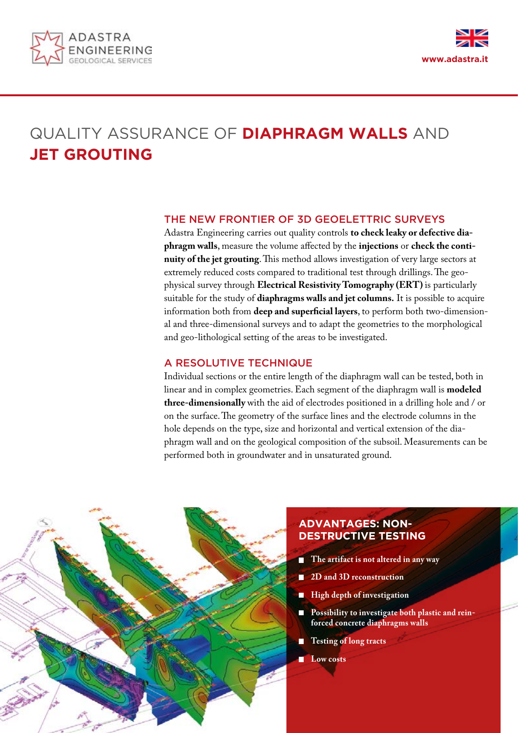# QUALITY ASSURANCE OF **DIAPHRAGM WALLS** AND **JET GROUTING**

## THE NEW FRONTIER OF 3D GEOELETTRIC SURVEYS

Adastra Engineering carries out quality controls **to check leaky or defective diaphragm walls**, measure the volume affected by the **injections** or **check the continuity of the jet grouting**. This method allows investigation of very large sectors at extremely reduced costs compared to traditional test through drillings. The geophysical survey through **Electrical Resistivity Tomography (ERT)** is particularly suitable for the study of **diaphragms walls and jet columns.** It is possible to acquire information both from **deep and superficial layers**, to perform both two-dimensional and three-dimensional surveys and to adapt the geometries to the morphological and geo-lithological setting of the areas to be investigated.

## A RESOLUTIVE TECHNIQUE

Individual sections or the entire length of the diaphragm wall can be tested, both in linear and in complex geometries. Each segment of the diaphragm wall is **modeled three-dimensionally** with the aid of electrodes positioned in a drilling hole and / or on the surface. The geometry of the surface lines and the electrode columns in the hole depends on the type, size and horizontal and vertical extension of the diaphragm wall and on the geological composition of the subsoil. Measurements can be performed both in groundwater and in unsaturated ground.

## ADVANTAGES: NON-DESTRUCTIVE TESTING

- **The artifact is not altered in any way**
- **2D and 3D reconstruction**
- **High depth of investigation**
- **Possibility to investigate both plastic and reinforced concrete diaphragms walls**
- **Testing of long tracts**
- **Low costs**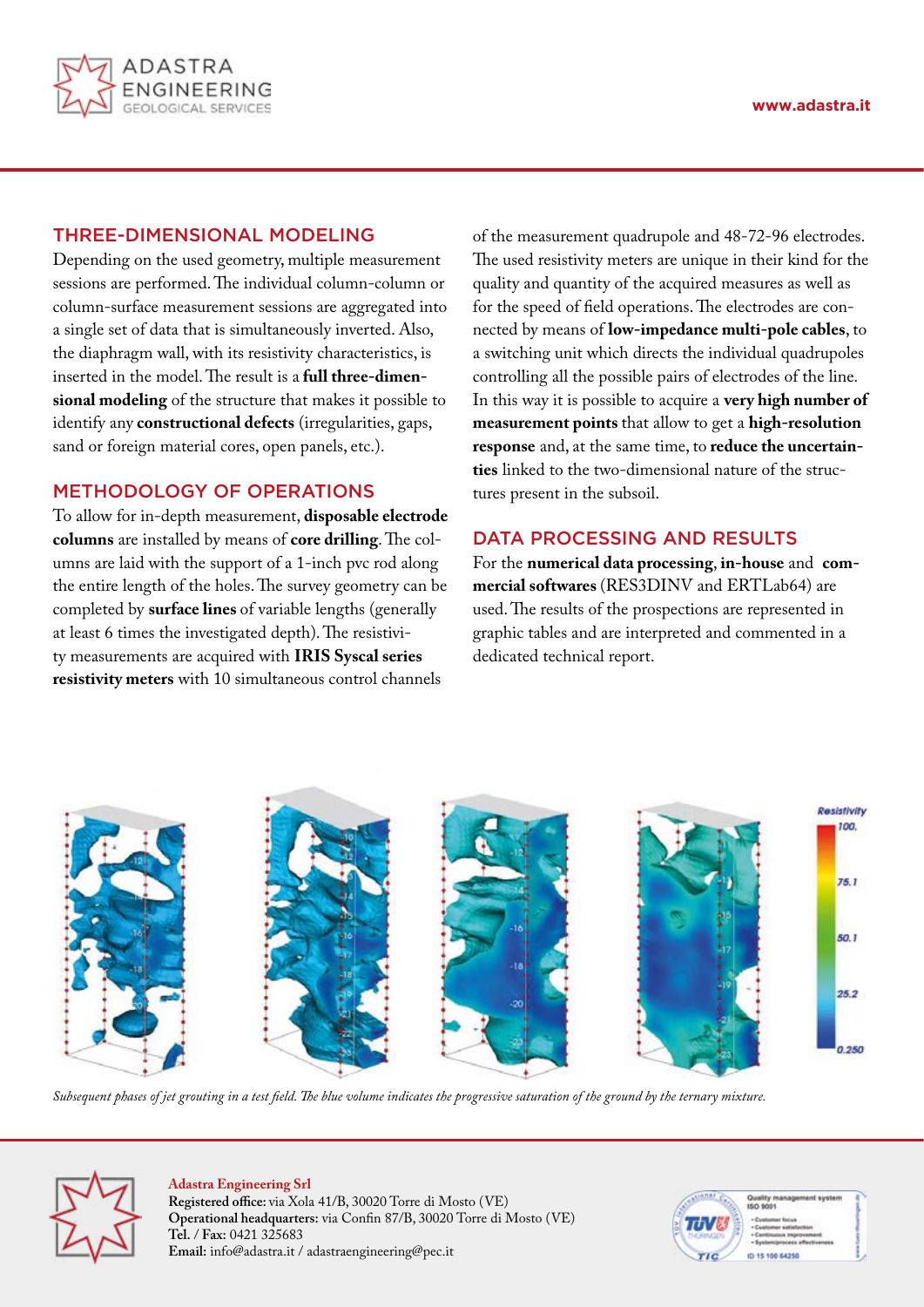## THREE-DIMENSIONAL MODELING

Depending on the used geometry, multiple measurement sessions are performed. The individual column-column or column-surface measurement sessions are aggregated into a single set of data that is simultaneously inverted. Also, the diaphragm wall, with its resistivity characteristics, is inserted in the model. The result is a **full three-dimensional modeling** of the structure that makes it possible to identify any **constructional defects** (irregularities, gaps, sand or foreign material cores, open panels, etc.).

## METHODOLOGY OF OPERATIONS

To allow for in-depth measurement, **disposable electrode columns** are installed by means of **core drilling**. The columns are laid with the support of a 1-inch pvc rod along the entire length of the holes. The survey geometry can be completed by **surface lines** of variable lengths (generally at least 6 times the investigated depth). The resistivity measurements are acquired with **IRIS Syscal series resistivity meters** with 10 simultaneous control channels of the measurement quadrupole and 48-72-96 electrodes. The used resistivity meters are unique in their kind for the quality and quantity of the acquired measures as well as for the speed of field operations. The electrodes are connected by means of **low-impedance multi-pole cables**, to a switching unit which directs the individual quadrupoles controlling all the possible pairs of electrodes of the line. In this way it is possible to acquire a **very high number of measurement points** that allow to get a **high-resolution response** and, at the same time, to **reduce the uncertainties** linked to the two-dimensional nature of the structures present in the subsoil.

## DATA PROCESSING AND RESULTS

For the **numerical data processing**, **in-house** and **commercial softwares** (RES3DINV and ERTLab64) are used. The results of the prospections are represented in graphic tables and are interpreted and commented in a dedicated technical report.

Resistivity
100.
75.1
50.1
25.2
0.250

*Subsequent phases of jet grouting in a test field. The blue volume indicates the progressive saturation of the ground by the ternary mixture.*

**Adastra Engineering Srl**
**Registered office:** via Xola 41/B, 30020 Torre di Mosto (VE)
**Operational headquarters:** via Confin 87/B, 30020 Torre di Mosto (VE)
**Tel. / Fax:** 0421 325683
**Email:** info@adastra.it / adastraengineering@pec.it